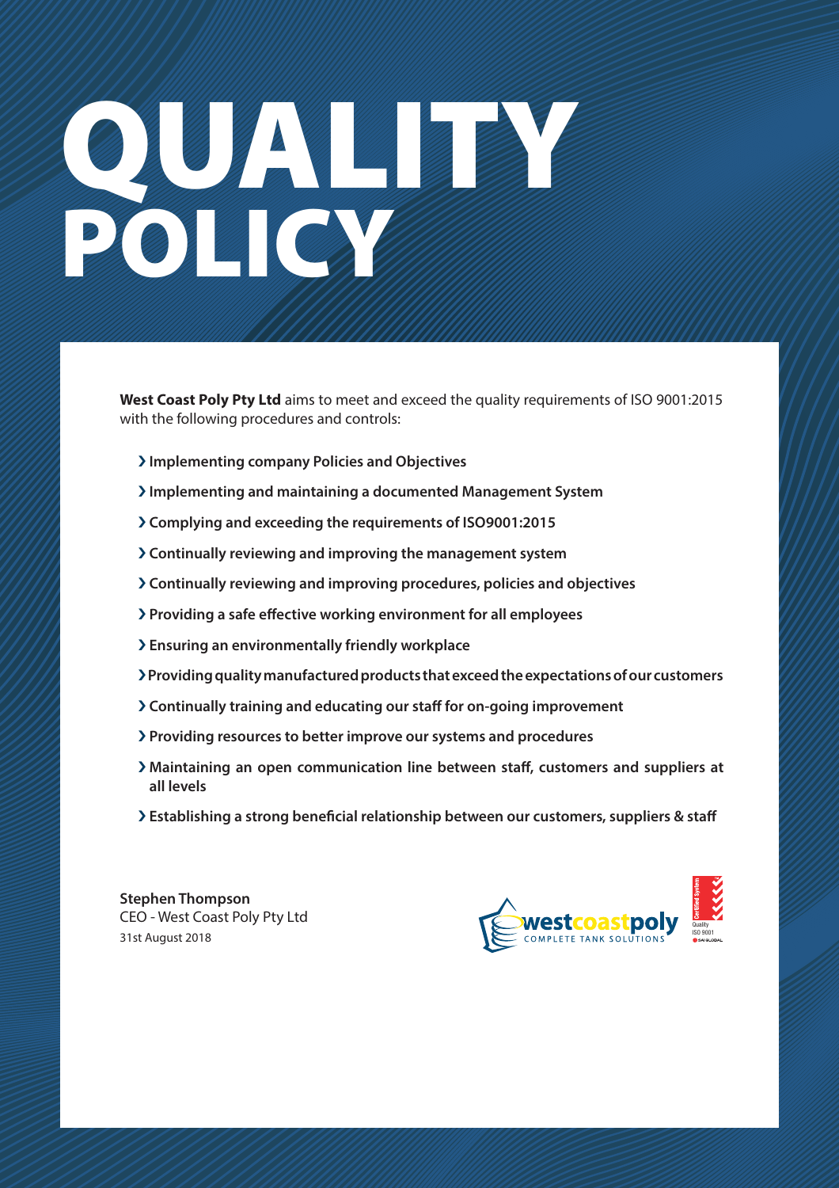# QUALITY POLICY

**West Coast Poly Pty Ltd** aims to meet and exceed the quality requirements of ISO 9001:2015 with the following procedures and controls:

- **Implementing company Policies and Objectives**
- **Implementing and maintaining a documented Management System**
- **Complying and exceeding the requirements of ISO9001:2015**
- **Continually reviewing and improving the management system**
- **Continually reviewing and improving procedures, policies and objectives**
- **Providing a safe effective working environment for all employees**
- **Ensuring an environmentally friendly workplace**
- **Providing quality manufactured products that exceed the expectations of our customers**
- **Continually training and educating our staff for on-going improvement**
- **Providing resources to better improve our systems and procedures**
- **Maintaining an open communication line between staff, customers and suppliers at all levels**
- **Establishing a strong beneficial relationship between our customers, suppliers & staff**

**Stephen Thompson**
CEO - West Coast Poly Pty Ltd
31st August 2018

westcoastpoly COMPLETE TANK SOLUTIONS

Certified System Quality ISO 9001 SAI GLOBAL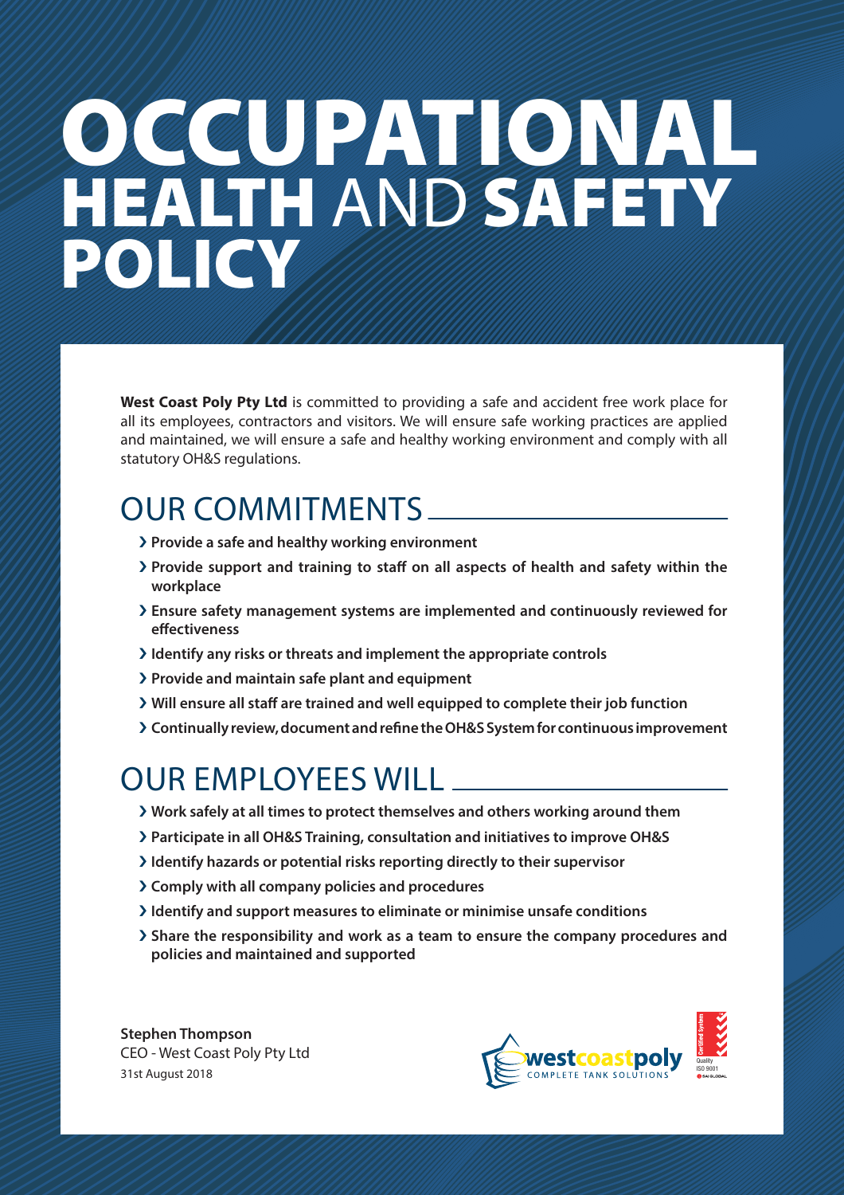# OCCUPATIONAL HEALTH AND SAFETY POLICY

**West Coast Poly Pty Ltd** is committed to providing a safe and accident free work place for all its employees, contractors and visitors. We will ensure safe working practices are applied and maintained, we will ensure a safe and healthy working environment and comply with all statutory OH&S regulations.

## OUR COMMITMENTS

- **Provide a safe and healthy working environment**
- **Provide support and training to staff on all aspects of health and safety within the workplace**
- **Ensure safety management systems are implemented and continuously reviewed for effectiveness**
- **Identify any risks or threats and implement the appropriate controls**
- **Provide and maintain safe plant and equipment**
- **Will ensure all staff are trained and well equipped to complete their job function**
- **Continually review, document and refine the OH&S System for continuous improvement**

## OUR EMPLOYEES WILL

- **Work safely at all times to protect themselves and others working around them**
- **Participate in all OH&S Training, consultation and initiatives to improve OH&S**
- **Identify hazards or potential risks reporting directly to their supervisor**
- **Comply with all company policies and procedures**
- **Identify and support measures to eliminate or minimise unsafe conditions**
- **Share the responsibility and work as a team to ensure the company procedures and policies and maintained and supported**

**Stephen Thompson**
CEO - West Coast Poly Pty Ltd
31st August 2018

westcoastpoly COMPLETE TANK SOLUTIONS

Certified System Quality ISO 9001 SAI GLOBAL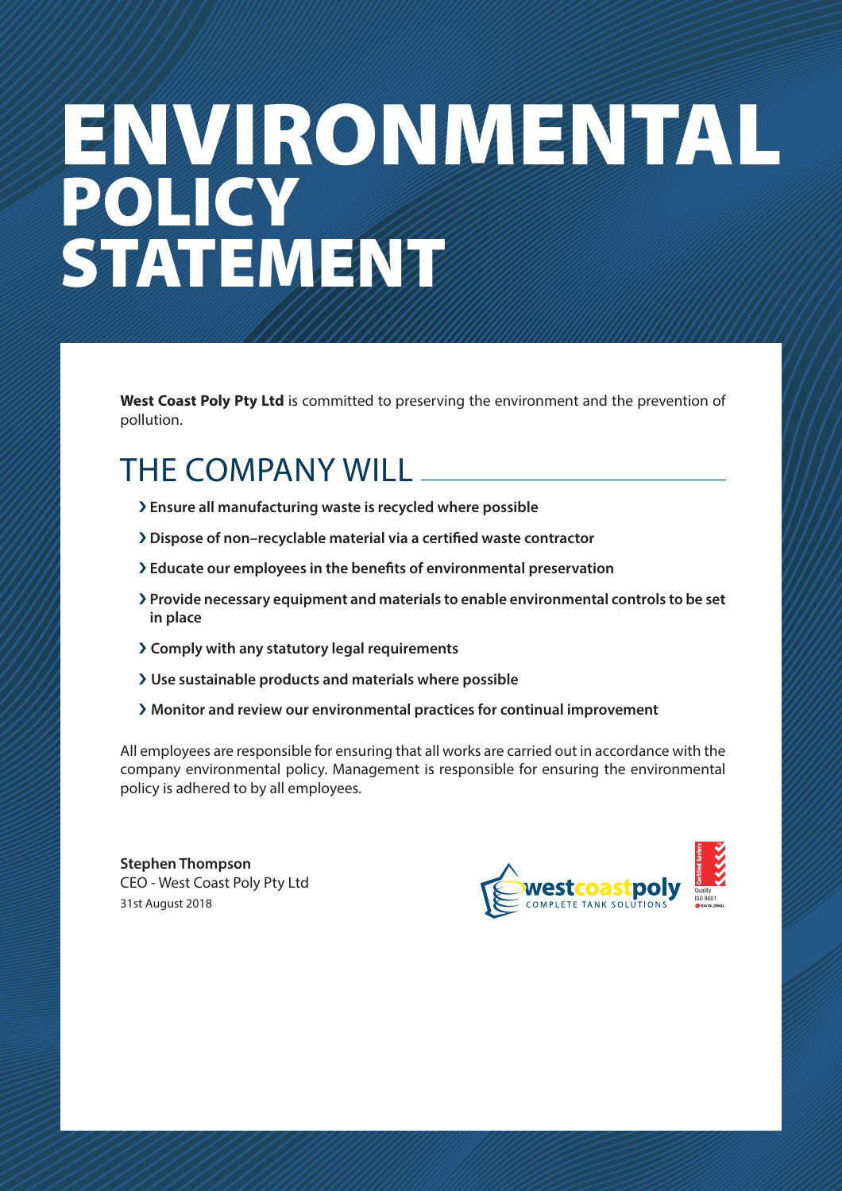# ENVIRONMENTAL POLICY STATEMENT

**West Coast Poly Pty Ltd** is committed to preserving the environment and the prevention of pollution.

## THE COMPANY WILL

- **Ensure all manufacturing waste is recycled where possible**
- **Dispose of non–recyclable material via a certified waste contractor**
- **Educate our employees in the benefits of environmental preservation**
- **Provide necessary equipment and materials to enable environmental controls to be set in place**
- **Comply with any statutory legal requirements**
- **Use sustainable products and materials where possible**
- **Monitor and review our environmental practices for continual improvement**

All employees are responsible for ensuring that all works are carried out in accordance with the company environmental policy. Management is responsible for ensuring the environmental policy is adhered to by all employees.

**Stephen Thompson**
CEO - West Coast Poly Pty Ltd
31st August 2018

westcoastpoly
COMPLETE TANK SOLUTIONS

Certified System
Quality
ISO 9001
SAI GLOBAL